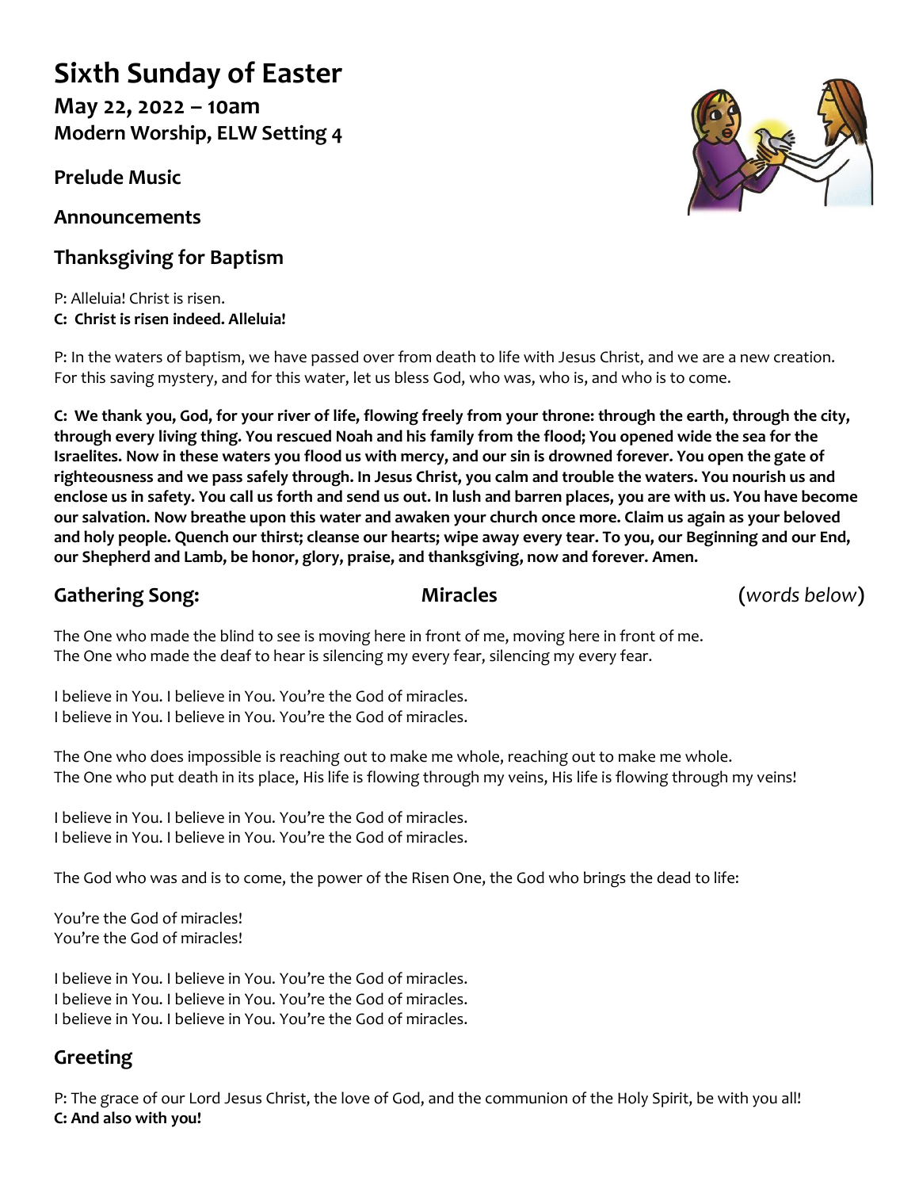# Sixth Sunday of Easter

**May 22, 2022 – 10am**
**Modern Worship, ELW Setting 4**

## Prelude Music

## Announcements

## Thanksgiving for Baptism

P: Alleluia! Christ is risen.
**C: Christ is risen indeed. Alleluia!**

P: In the waters of baptism, we have passed over from death to life with Jesus Christ, and we are a new creation. For this saving mystery, and for this water, let us bless God, who was, who is, and who is to come.

**C: We thank you, God, for your river of life, flowing freely from your throne: through the earth, through the city, through every living thing. You rescued Noah and his family from the flood; You opened wide the sea for the Israelites. Now in these waters you flood us with mercy, and our sin is drowned forever. You open the gate of righteousness and we pass safely through. In Jesus Christ, you calm and trouble the waters. You nourish us and enclose us in safety. You call us forth and send us out. In lush and barren places, you are with us. You have become our salvation. Now breathe upon this water and awaken your church once more. Claim us again as your beloved and holy people. Quench our thirst; cleanse our hearts; wipe away every tear. To you, our Beginning and our End, our Shepherd and Lamb, be honor, glory, praise, and thanksgiving, now and forever. Amen.**

## Gathering Song: **Miracles** (*words below*)

The One who made the blind to see is moving here in front of me, moving here in front of me.
The One who made the deaf to hear is silencing my every fear, silencing my every fear.

I believe in You. I believe in You. You're the God of miracles.
I believe in You. I believe in You. You're the God of miracles.

The One who does impossible is reaching out to make me whole, reaching out to make me whole.
The One who put death in its place, His life is flowing through my veins, His life is flowing through my veins!

I believe in You. I believe in You. You're the God of miracles.
I believe in You. I believe in You. You're the God of miracles.

The God who was and is to come, the power of the Risen One, the God who brings the dead to life:

You're the God of miracles!
You're the God of miracles!

I believe in You. I believe in You. You're the God of miracles.
I believe in You. I believe in You. You're the God of miracles.
I believe in You. I believe in You. You're the God of miracles.

## Greeting

P: The grace of our Lord Jesus Christ, the love of God, and the communion of the Holy Spirit, be with you all!
**C: And also with you!**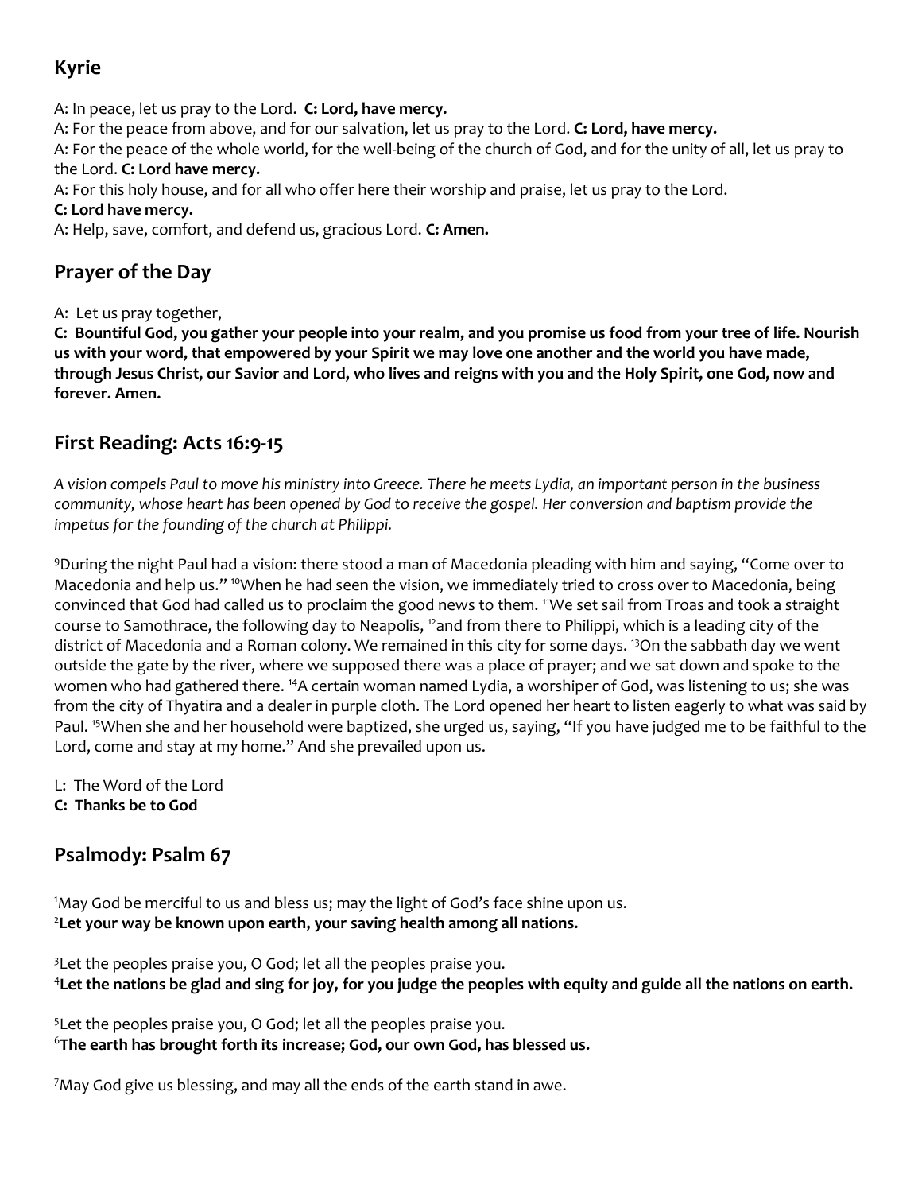## Kyrie

A: In peace, let us pray to the Lord. **C: Lord, have mercy.**

A: For the peace from above, and for our salvation, let us pray to the Lord. **C: Lord, have mercy.**

A: For the peace of the whole world, for the well-being of the church of God, and for the unity of all, let us pray to the Lord. **C: Lord have mercy.**

A: For this holy house, and for all who offer here their worship and praise, let us pray to the Lord.
**C: Lord have mercy.**

A: Help, save, comfort, and defend us, gracious Lord. **C: Amen.**

## Prayer of the Day

A: Let us pray together,

**C: Bountiful God, you gather your people into your realm, and you promise us food from your tree of life. Nourish us with your word, that empowered by your Spirit we may love one another and the world you have made, through Jesus Christ, our Savior and Lord, who lives and reigns with you and the Holy Spirit, one God, now and forever. Amen.**

## First Reading: Acts 16:9-15

*A vision compels Paul to move his ministry into Greece. There he meets Lydia, an important person in the business community, whose heart has been opened by God to receive the gospel. Her conversion and baptism provide the impetus for the founding of the church at Philippi.*

[9]During the night Paul had a vision: there stood a man of Macedonia pleading with him and saying, "Come over to Macedonia and help us." [10]When he had seen the vision, we immediately tried to cross over to Macedonia, being convinced that God had called us to proclaim the good news to them. [11]We set sail from Troas and took a straight course to Samothrace, the following day to Neapolis, [12]and from there to Philippi, which is a leading city of the district of Macedonia and a Roman colony. We remained in this city for some days. [13]On the sabbath day we went outside the gate by the river, where we supposed there was a place of prayer; and we sat down and spoke to the women who had gathered there. [14]A certain woman named Lydia, a worshiper of God, was listening to us; she was from the city of Thyatira and a dealer in purple cloth. The Lord opened her heart to listen eagerly to what was said by Paul. [15]When she and her household were baptized, she urged us, saying, "If you have judged me to be faithful to the Lord, come and stay at my home." And she prevailed upon us.

L: The Word of the Lord
**C: Thanks be to God**

## Psalmody: Psalm 67

[1]May God be merciful to us and bless us; may the light of God's face shine upon us.
[2]**Let your way be known upon earth, your saving health among all nations.**

[3]Let the peoples praise you, O God; let all the peoples praise you.
[4]**Let the nations be glad and sing for joy, for you judge the peoples with equity and guide all the nations on earth.**

[5]Let the peoples praise you, O God; let all the peoples praise you.
[6]**The earth has brought forth its increase; God, our own God, has blessed us.**

[7]May God give us blessing, and may all the ends of the earth stand in awe.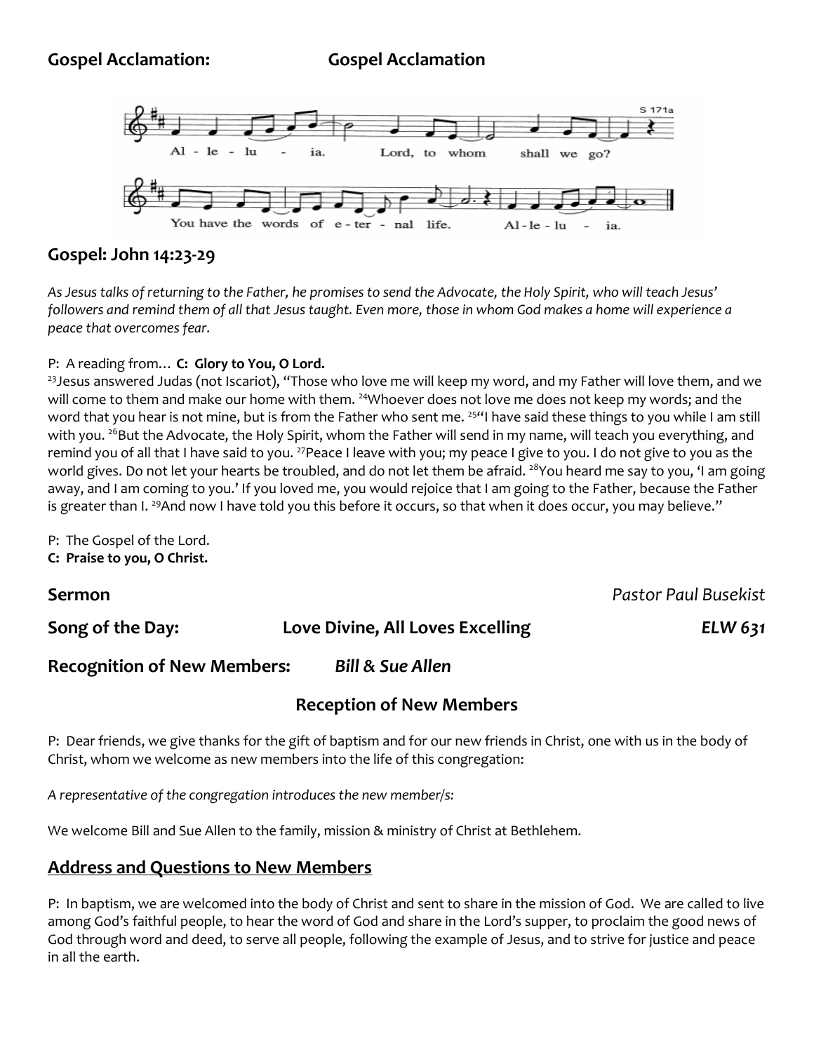**Gospel Acclamation:** **Gospel Acclamation**

S 171a

Al - le - lu - ia. Lord, to whom shall we go?

You have the words of e - ter - nal life. Al - le - lu - ia.

## Gospel: John 14:23-29

*As Jesus talks of returning to the Father, he promises to send the Advocate, the Holy Spirit, who will teach Jesus' followers and remind them of all that Jesus taught. Even more, those in whom God makes a home will experience a peace that overcomes fear.*

P: A reading from… **C: Glory to You, O Lord.**

[23]Jesus answered Judas (not Iscariot), "Those who love me will keep my word, and my Father will love them, and we will come to them and make our home with them. [24]Whoever does not love me does not keep my words; and the word that you hear is not mine, but is from the Father who sent me. [25]"I have said these things to you while I am still with you. [26]But the Advocate, the Holy Spirit, whom the Father will send in my name, will teach you everything, and remind you of all that I have said to you. [27]Peace I leave with you; my peace I give to you. I do not give to you as the world gives. Do not let your hearts be troubled, and do not let them be afraid. [28]You heard me say to you, 'I am going away, and I am coming to you.' If you loved me, you would rejoice that I am going to the Father, because the Father is greater than I. [29]And now I have told you this before it occurs, so that when it does occur, you may believe."

P: The Gospel of the Lord.
**C: Praise to you, O Christ.**

**Sermon** *Pastor Paul Busekist*

**Song of the Day:** **Love Divine, All Loves Excelling** ***ELW 631***

**Recognition of New Members:** ***Bill & Sue Allen***

### Reception of New Members

P: Dear friends, we give thanks for the gift of baptism and for our new friends in Christ, one with us in the body of Christ, whom we welcome as new members into the life of this congregation:

*A representative of the congregation introduces the new member/s:*

We welcome Bill and Sue Allen to the family, mission & ministry of Christ at Bethlehem.

## Address and Questions to New Members

P: In baptism, we are welcomed into the body of Christ and sent to share in the mission of God. We are called to live among God's faithful people, to hear the word of God and share in the Lord's supper, to proclaim the good news of God through word and deed, to serve all people, following the example of Jesus, and to strive for justice and peace in all the earth.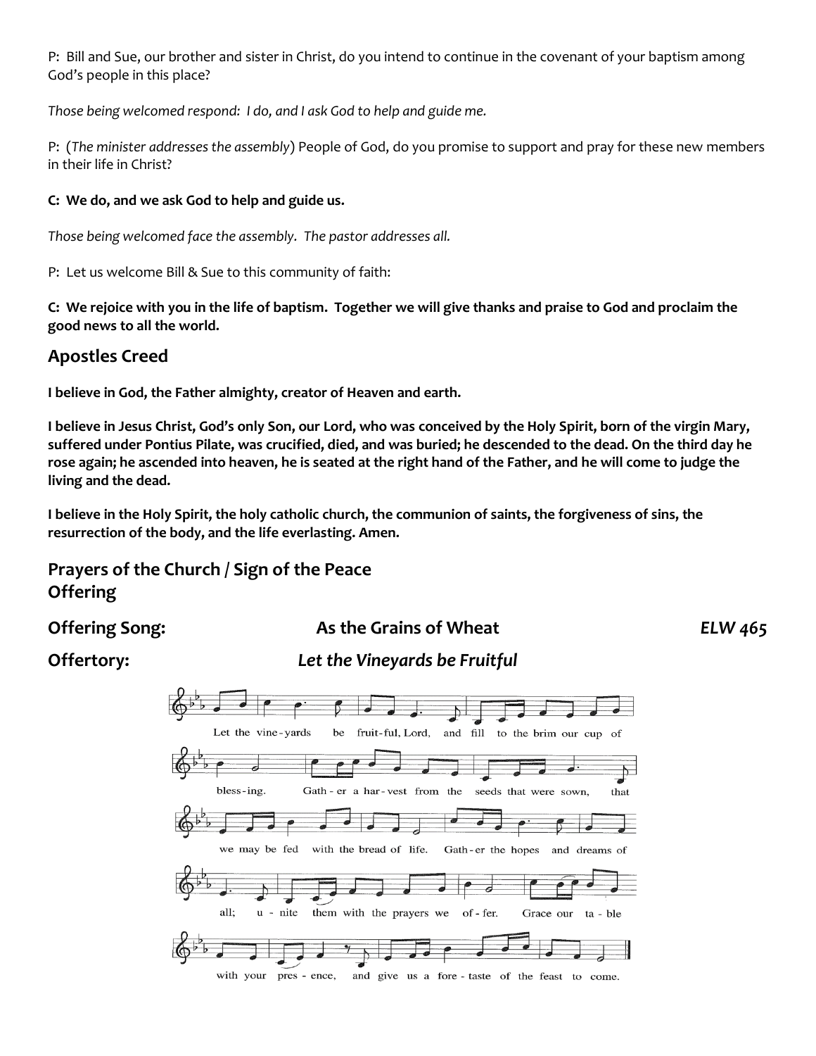P: Bill and Sue, our brother and sister in Christ, do you intend to continue in the covenant of your baptism among God's people in this place?

*Those being welcomed respond: I do, and I ask God to help and guide me.*

P: (*The minister addresses the assembly*) People of God, do you promise to support and pray for these new members in their life in Christ?

**C: We do, and we ask God to help and guide us.**

*Those being welcomed face the assembly. The pastor addresses all.*

P: Let us welcome Bill & Sue to this community of faith:

**C: We rejoice with you in the life of baptism. Together we will give thanks and praise to God and proclaim the good news to all the world.**

## Apostles Creed

**I believe in God, the Father almighty, creator of Heaven and earth.**

**I believe in Jesus Christ, God's only Son, our Lord, who was conceived by the Holy Spirit, born of the virgin Mary, suffered under Pontius Pilate, was crucified, died, and was buried; he descended to the dead. On the third day he rose again; he ascended into heaven, he is seated at the right hand of the Father, and he will come to judge the living and the dead.**

**I believe in the Holy Spirit, the holy catholic church, the communion of saints, the forgiveness of sins, the resurrection of the body, and the life everlasting. Amen.**

## Prayers of the Church / Sign of the Peace

## Offering

## Offering Song: As the Grains of Wheat *ELW 465*

## Offertory: *Let the Vineyards be Fruitful*

Let the vine-yards be fruit-ful, Lord, and fill to the brim our cup of bless-ing. Gath-er a har-vest from the seeds that were sown, that we may be fed with the bread of life. Gath-er the hopes and dreams of all; u-nite them with the prayers we of-fer. Grace our ta-ble with your pres-ence, and give us a fore-taste of the feast to come.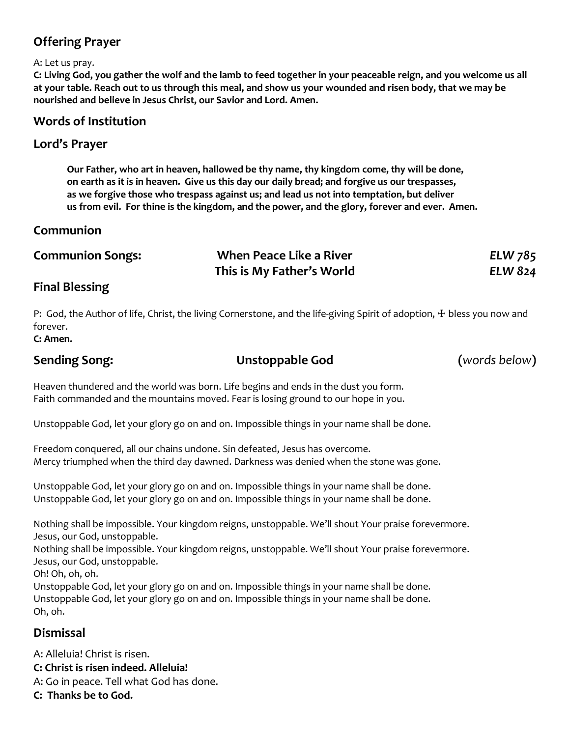## Offering Prayer

A: Let us pray.

**C: Living God, you gather the wolf and the lamb to feed together in your peaceable reign, and you welcome us all at your table. Reach out to us through this meal, and show us your wounded and risen body, that we may be nourished and believe in Jesus Christ, our Savior and Lord. Amen.**

## Words of Institution

## Lord's Prayer

**Our Father, who art in heaven, hallowed be thy name, thy kingdom come, thy will be done, on earth as it is in heaven. Give us this day our daily bread; and forgive us our trespasses, as we forgive those who trespass against us; and lead us not into temptation, but deliver us from evil. For thine is the kingdom, and the power, and the glory, forever and ever. Amen.**

## Communion

## Communion Songs:

**When Peace Like a River** *ELW 785*

**This is My Father's World** *ELW 824*

## Final Blessing

P: God, the Author of life, Christ, the living Cornerstone, and the life-giving Spirit of adoption, ☩ bless you now and forever.

**C: Amen.**

## Sending Song: Unstoppable God (*words below*)

Heaven thundered and the world was born. Life begins and ends in the dust you form.
Faith commanded and the mountains moved. Fear is losing ground to our hope in you.

Unstoppable God, let your glory go on and on. Impossible things in your name shall be done.

Freedom conquered, all our chains undone. Sin defeated, Jesus has overcome.
Mercy triumphed when the third day dawned. Darkness was denied when the stone was gone.

Unstoppable God, let your glory go on and on. Impossible things in your name shall be done.
Unstoppable God, let your glory go on and on. Impossible things in your name shall be done.

Nothing shall be impossible. Your kingdom reigns, unstoppable. We'll shout Your praise forevermore.
Jesus, our God, unstoppable.
Nothing shall be impossible. Your kingdom reigns, unstoppable. We'll shout Your praise forevermore.
Jesus, our God, unstoppable.
Oh! Oh, oh, oh.
Unstoppable God, let your glory go on and on. Impossible things in your name shall be done.
Unstoppable God, let your glory go on and on. Impossible things in your name shall be done.
Oh, oh.

## Dismissal

A: Alleluia! Christ is risen.

**C: Christ is risen indeed. Alleluia!**

A: Go in peace. Tell what God has done.

**C: Thanks be to God.**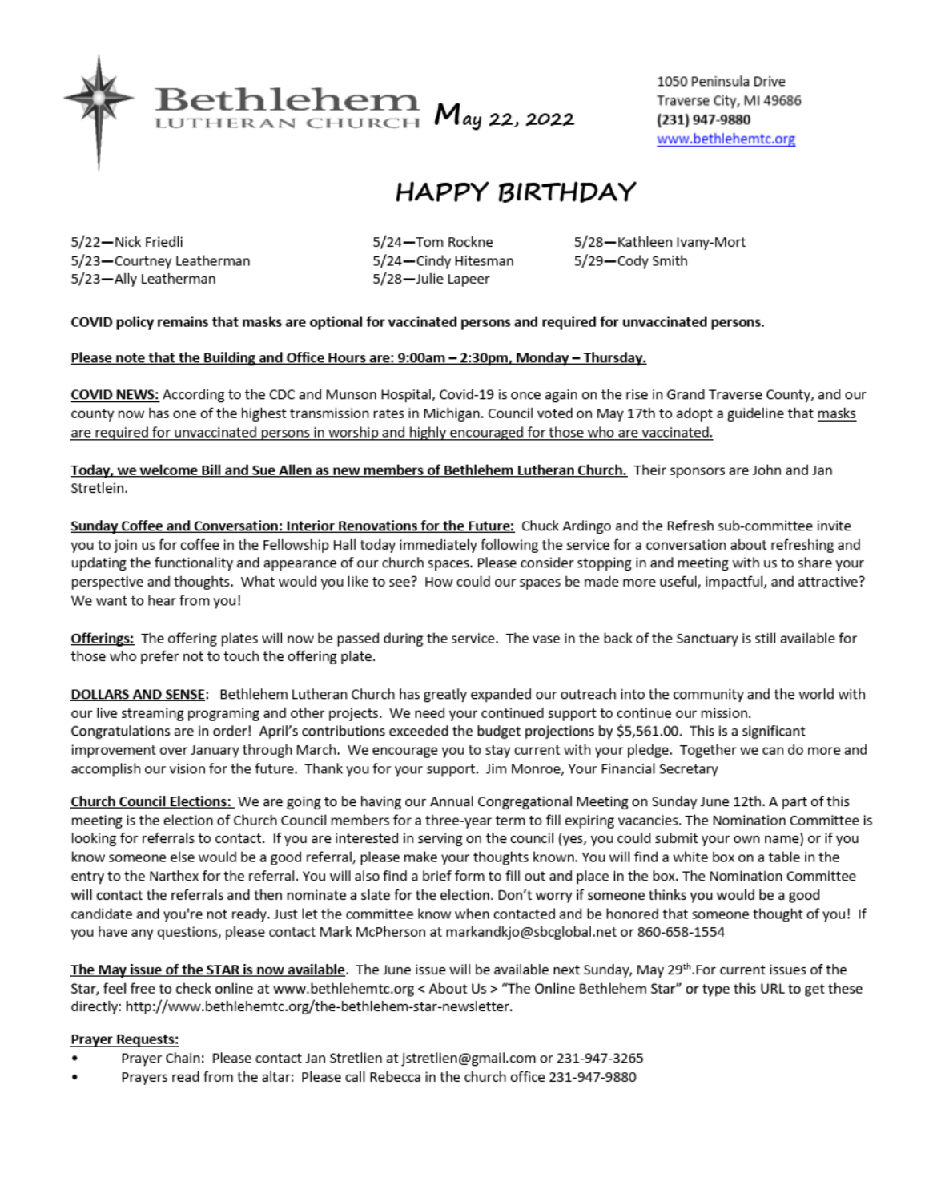Bethlehem LUTHERAN CHURCH May 22, 2022

1050 Peninsula Drive
Traverse City, MI 49686
**(231) 947-9880**
www.bethlehemtc.org

# HAPPY BIRTHDAY

5/22—Nick Friedli
5/23—Courtney Leatherman
5/23—Ally Leatherman
5/24—Tom Rockne
5/24—Cindy Hitesman
5/28—Julie Lapeer
5/28—Kathleen Ivany-Mort
5/29—Cody Smith

**COVID policy remains that masks are optional for vaccinated persons and required for unvaccinated persons.**

**Please note that the Building and Office Hours are: 9:00am – 2:30pm, Monday – Thursday.**

**COVID NEWS:** According to the CDC and Munson Hospital, Covid-19 is once again on the rise in Grand Traverse County, and our county now has one of the highest transmission rates in Michigan. Council voted on May 17th to adopt a guideline that masks are required for unvaccinated persons in worship and highly encouraged for those who are vaccinated.

**Today, we welcome Bill and Sue Allen as new members of Bethlehem Lutheran Church.** Their sponsors are John and Jan Stretlein.

**Sunday Coffee and Conversation: Interior Renovations for the Future:** Chuck Ardingo and the Refresh sub-committee invite you to join us for coffee in the Fellowship Hall today immediately following the service for a conversation about refreshing and updating the functionality and appearance of our church spaces. Please consider stopping in and meeting with us to share your perspective and thoughts. What would you like to see? How could our spaces be made more useful, impactful, and attractive? We want to hear from you!

**Offerings:** The offering plates will now be passed during the service. The vase in the back of the Sanctuary is still available for those who prefer not to touch the offering plate.

**DOLLARS AND SENSE:** Bethlehem Lutheran Church has greatly expanded our outreach into the community and the world with our live streaming programing and other projects. We need your continued support to continue our mission. Congratulations are in order! April's contributions exceeded the budget projections by $5,561.00. This is a significant improvement over January through March. We encourage you to stay current with your pledge. Together we can do more and accomplish our vision for the future. Thank you for your support. Jim Monroe, Your Financial Secretary

**Church Council Elections:** We are going to be having our Annual Congregational Meeting on Sunday June 12th. A part of this meeting is the election of Church Council members for a three-year term to fill expiring vacancies. The Nomination Committee is looking for referrals to contact. If you are interested in serving on the council (yes, you could submit your own name) or if you know someone else would be a good referral, please make your thoughts known. You will find a white box on a table in the entry to the Narthex for the referral. You will also find a brief form to fill out and place in the box. The Nomination Committee will contact the referrals and then nominate a slate for the election. Don't worry if someone thinks you would be a good candidate and you're not ready. Just let the committee know when contacted and be honored that someone thought of you! If you have any questions, please contact Mark McPherson at markandkjo@sbcglobal.net or 860-658-1554

**The May issue of the STAR is now available.** The June issue will be available next Sunday, May 29th. For current issues of the Star, feel free to check online at www.bethlehemtc.org < About Us > "The Online Bethlehem Star" or type this URL to get these directly: http://www.bethlehemtc.org/the-bethlehem-star-newsletter.

**Prayer Requests:**

- Prayer Chain: Please contact Jan Stretlien at jstretlien@gmail.com or 231-947-3265
- Prayers read from the altar: Please call Rebecca in the church office 231-947-9880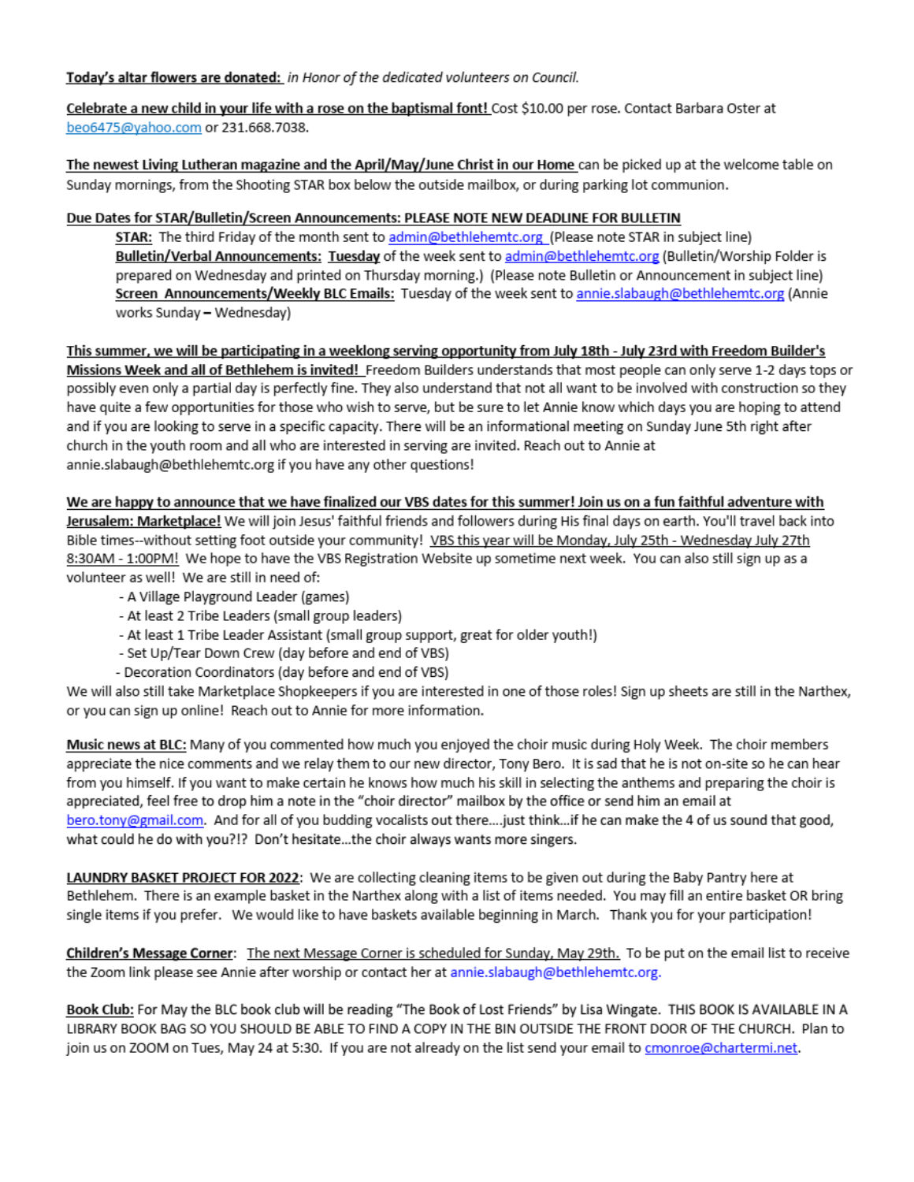**Today's altar flowers are donated:** *in Honor of the dedicated volunteers on Council.*

**Celebrate a new child in your life with a rose on the baptismal font!** Cost $10.00 per rose. Contact Barbara Oster at beo6475@yahoo.com or 231.668.7038.

**The newest Living Lutheran magazine and the April/May/June Christ in our Home** can be picked up at the welcome table on Sunday mornings, from the Shooting STAR box below the outside mailbox, or during parking lot communion.

**Due Dates for STAR/Bulletin/Screen Announcements: PLEASE NOTE NEW DEADLINE FOR BULLETIN**

**STAR:** The third Friday of the month sent to admin@bethlehemtc.org (Please note STAR in subject line)
**Bulletin/Verbal Announcements:** **Tuesday** of the week sent to admin@bethlehemtc.org (Bulletin/Worship Folder is prepared on Wednesday and printed on Thursday morning.) (Please note Bulletin or Announcement in subject line)
**Screen Announcements/Weekly BLC Emails:** Tuesday of the week sent to annie.slabaugh@bethlehemtc.org (Annie works Sunday – Wednesday)

**This summer, we will be participating in a weeklong serving opportunity from July 18th - July 23rd with Freedom Builder's Missions Week and all of Bethlehem is invited!** Freedom Builders understands that most people can only serve 1-2 days tops or possibly even only a partial day is perfectly fine. They also understand that not all want to be involved with construction so they have quite a few opportunities for those who wish to serve, but be sure to let Annie know which days you are hoping to attend and if you are looking to serve in a specific capacity. There will be an informational meeting on Sunday June 5th right after church in the youth room and all who are interested in serving are invited. Reach out to Annie at annie.slabaugh@bethlehemtc.org if you have any other questions!

**We are happy to announce that we have finalized our VBS dates for this summer! Join us on a fun faithful adventure with Jerusalem: Marketplace!** We will join Jesus' faithful friends and followers during His final days on earth. You'll travel back into Bible times--without setting foot outside your community! VBS this year will be Monday, July 25th - Wednesday July 27th 8:30AM - 1:00PM! We hope to have the VBS Registration Website up sometime next week. You can also still sign up as a volunteer as well! We are still in need of:

- A Village Playground Leader (games)
- At least 2 Tribe Leaders (small group leaders)
- At least 1 Tribe Leader Assistant (small group support, great for older youth!)
- Set Up/Tear Down Crew (day before and end of VBS)
- Decoration Coordinators (day before and end of VBS)

We will also still take Marketplace Shopkeepers if you are interested in one of those roles! Sign up sheets are still in the Narthex, or you can sign up online! Reach out to Annie for more information.

**Music news at BLC:** Many of you commented how much you enjoyed the choir music during Holy Week. The choir members appreciate the nice comments and we relay them to our new director, Tony Bero. It is sad that he is not on-site so he can hear from you himself. If you want to make certain he knows how much his skill in selecting the anthems and preparing the choir is appreciated, feel free to drop him a note in the "choir director" mailbox by the office or send him an email at bero.tony@gmail.com. And for all of you budding vocalists out there....just think...if he can make the 4 of us sound that good, what could he do with you?!? Don't hesitate...the choir always wants more singers.

**LAUNDRY BASKET PROJECT FOR 2022**: We are collecting cleaning items to be given out during the Baby Pantry here at Bethlehem. There is an example basket in the Narthex along with a list of items needed. You may fill an entire basket OR bring single items if you prefer. We would like to have baskets available beginning in March. Thank you for your participation!

**Children's Message Corner**: The next Message Corner is scheduled for Sunday, May 29th. To be put on the email list to receive the Zoom link please see Annie after worship or contact her at annie.slabaugh@bethlehemtc.org.

**Book Club:** For May the BLC book club will be reading "The Book of Lost Friends" by Lisa Wingate. THIS BOOK IS AVAILABLE IN A LIBRARY BOOK BAG SO YOU SHOULD BE ABLE TO FIND A COPY IN THE BIN OUTSIDE THE FRONT DOOR OF THE CHURCH. Plan to join us on ZOOM on Tues, May 24 at 5:30. If you are not already on the list send your email to cmonroe@chartermi.net.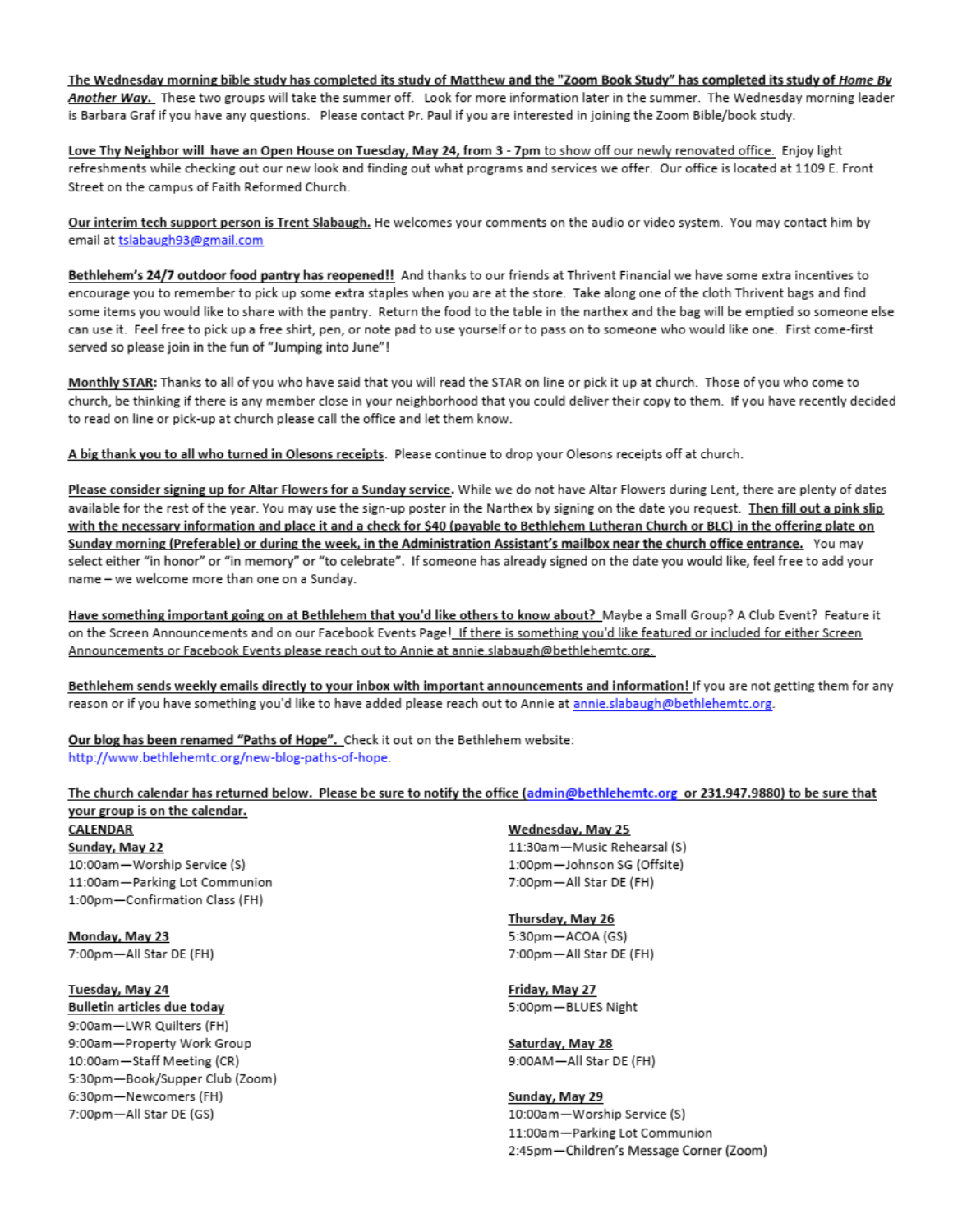**The Wednesday morning bible study has completed its study of Matthew and the "Zoom Book Study" has completed its study of *Home By Another Way*.** These two groups will take the summer off. Look for more information later in the summer. The Wednesday morning leader is Barbara Graf if you have any questions. Please contact Pr. Paul if you are interested in joining the Zoom Bible/book study.

**Love Thy Neighbor will have an Open House on Tuesday, May 24, from 3 - 7pm** to show off our newly renovated office. Enjoy light refreshments while checking out our new look and finding out what programs and services we offer. Our office is located at 1109 E. Front Street on the campus of Faith Reformed Church.

**Our interim tech support person is Trent Slabaugh.** He welcomes your comments on the audio or video system. You may contact him by email at tslabaugh93@gmail.com

**Bethlehem's 24/7 outdoor food pantry has reopened!!** And thanks to our friends at Thrivent Financial we have some extra incentives to encourage you to remember to pick up some extra staples when you are at the store. Take along one of the cloth Thrivent bags and find some items you would like to share with the pantry. Return the food to the table in the narthex and the bag will be emptied so someone else can use it. Feel free to pick up a free shirt, pen, or note pad to use yourself or to pass on to someone who would like one. First come-first served so please join in the fun of "Jumping into June"!

**Monthly STAR:** Thanks to all of you who have said that you will read the STAR on line or pick it up at church. Those of you who come to church, be thinking if there is any member close in your neighborhood that you could deliver their copy to them. If you have recently decided to read on line or pick-up at church please call the office and let them know.

**A big thank you to all who turned in Olesons receipts**. Please continue to drop your Olesons receipts off at church.

**Please consider signing up for Altar Flowers for a Sunday service.** While we do not have Altar Flowers during Lent, there are plenty of dates available for the rest of the year. You may use the sign-up poster in the Narthex by signing on the date you request. **Then fill out a pink slip with the necessary information and place it and a check for $40 (payable to Bethlehem Lutheran Church or BLC) in the offering plate on Sunday morning (Preferable) or during the week, in the Administration Assistant's mailbox near the church office entrance.** You may select either "in honor" or "in memory" or "to celebrate". If someone has already signed on the date you would like, feel free to add your name – we welcome more than one on a Sunday.

**Have something important going on at Bethlehem that you'd like others to know about?** Maybe a Small Group? A Club Event? Feature it on the Screen Announcements and on our Facebook Events Page! If there is something you'd like featured or included for either Screen Announcements or Facebook Events please reach out to Annie at annie.slabaugh@bethlehemtc.org.

**Bethlehem sends weekly emails directly to your inbox with important announcements and information!** If you are not getting them for any reason or if you have something you'd like to have added please reach out to Annie at annie.slabaugh@bethlehemtc.org.

**Our blog has been renamed "Paths of Hope".** Check it out on the Bethlehem website: http://www.bethlehemtc.org/new-blog-paths-of-hope.

**The church calendar has returned below. Please be sure to notify the office (admin@bethlehemtc.org or 231.947.9880) to be sure that your group is on the calendar.**

## CALENDAR

**Sunday, May 22**
10:00am—Worship Service (S)
11:00am—Parking Lot Communion
1:00pm—Confirmation Class (FH)

**Monday, May 23**
7:00pm—All Star DE (FH)

**Tuesday, May 24**
**Bulletin articles due today**
9:00am—LWR Quilters (FH)
9:00am—Property Work Group
10:00am—Staff Meeting (CR)
5:30pm—Book/Supper Club (Zoom)
6:30pm—Newcomers (FH)
7:00pm—All Star DE (GS)

**Wednesday, May 25**
11:30am—Music Rehearsal (S)
1:00pm—Johnson SG (Offsite)
7:00pm—All Star DE (FH)

**Thursday, May 26**
5:30pm—ACOA (GS)
7:00pm—All Star DE (FH)

**Friday, May 27**
5:00pm—BLUES Night

**Saturday, May 28**
9:00AM—All Star DE (FH)

**Sunday, May 29**
10:00am—Worship Service (S)
11:00am—Parking Lot Communion
2:45pm—Children's Message Corner (Zoom)